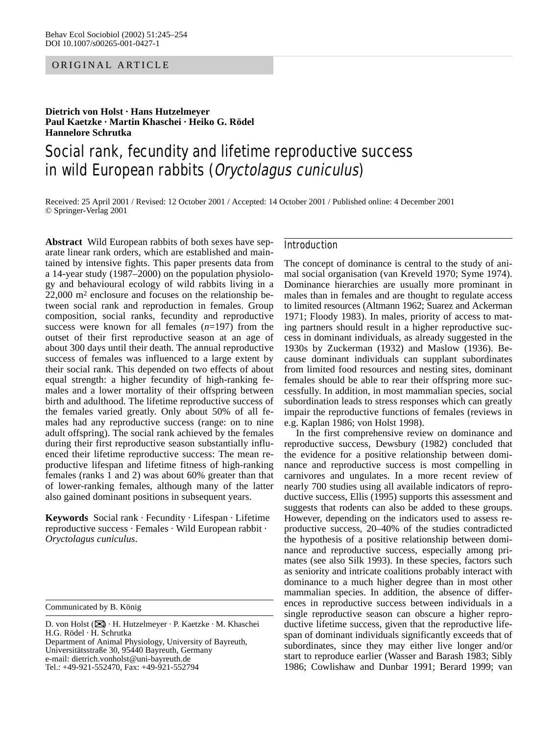ORIGINAL ARTICLE

**Dietrich von Holst · Hans Hutzelmeyer**
**Paul Kaetzke · Martin Khaschei · Heiko G. Rödel**
**Hannelore Schrutka**

# Social rank, fecundity and lifetime reproductive success in wild European rabbits (*Oryctolagus cuniculus*)

Received: 25 April 2001 / Revised: 12 October 2001 / Accepted: 14 October 2001 / Published online: 4 December 2001
© Springer-Verlag 2001

**Abstract** Wild European rabbits of both sexes have separate linear rank orders, which are established and maintained by intensive fights. This paper presents data from a 14-year study (1987–2000) on the population physiology and behavioural ecology of wild rabbits living in a 22,000 m² enclosure and focuses on the relationship between social rank and reproduction in females. Group composition, social ranks, fecundity and reproductive success were known for all females ($n$=197) from the outset of their first reproductive season at an age of about 300 days until their death. The annual reproductive success of females was influenced to a large extent by their social rank. This depended on two effects of about equal strength: a higher fecundity of high-ranking females and a lower mortality of their offspring between birth and adulthood. The lifetime reproductive success of the females varied greatly. Only about 50% of all females had any reproductive success (range: on to nine adult offspring). The social rank achieved by the females during their first reproductive season substantially influenced their lifetime reproductive success: The mean reproductive lifespan and lifetime fitness of high-ranking females (ranks 1 and 2) was about 60% greater than that of lower-ranking females, although many of the latter also gained dominant positions in subsequent years.

**Keywords** Social rank · Fecundity · Lifespan · Lifetime reproductive success · Females · Wild European rabbit · *Oryctolagus cuniculus*.

Communicated by B. König

D. von Holst (✉) · H. Hutzelmeyer · P. Kaetzke · M. Khaschei
H.G. Rödel · H. Schrutka
Department of Animal Physiology, University of Bayreuth,
Universitätsstraße 30, 95440 Bayreuth, Germany
e-mail: dietrich.vonholst@uni-bayreuth.de
Tel.: +49-921-552470, Fax: +49-921-552794

## Introduction

The concept of dominance is central to the study of animal social organisation (van Kreveld 1970; Syme 1974). Dominance hierarchies are usually more prominant in males than in females and are thought to regulate access to limited resources (Altmann 1962; Suarez and Ackerman 1971; Floody 1983). In males, priority of access to mating partners should result in a higher reproductive success in dominant individuals, as already suggested in the 1930s by Zuckerman (1932) and Maslow (1936). Because dominant individuals can supplant subordinates from limited food resources and nesting sites, dominant females should be able to rear their offspring more successfully. In addition, in most mammalian species, social subordination leads to stress responses which can greatly impair the reproductive functions of females (reviews in e.g. Kaplan 1986; von Holst 1998).

In the first comprehensive review on dominance and reproductive success, Dewsbury (1982) concluded that the evidence for a positive relationship between dominance and reproductive success is most compelling in carnivores and ungulates. In a more recent review of nearly 700 studies using all available indicators of reproductive success, Ellis (1995) supports this assessment and suggests that rodents can also be added to these groups. However, depending on the indicators used to assess reproductive success, 20–40% of the studies contradicted the hypothesis of a positive relationship between dominance and reproductive success, especially among primates (see also Silk 1993). In these species, factors such as seniority and intricate coalitions probably interact with dominance to a much higher degree than in most other mammalian species. In addition, the absence of differences in reproductive success between individuals in a single reproductive season can obscure a higher reproductive lifetime success, given that the reproductive lifespan of dominant individuals significantly exceeds that of subordinates, since they may either live longer and/or start to reproduce earlier (Wasser and Barash 1983; Sibly 1986; Cowlishaw and Dunbar 1991; Berard 1999; van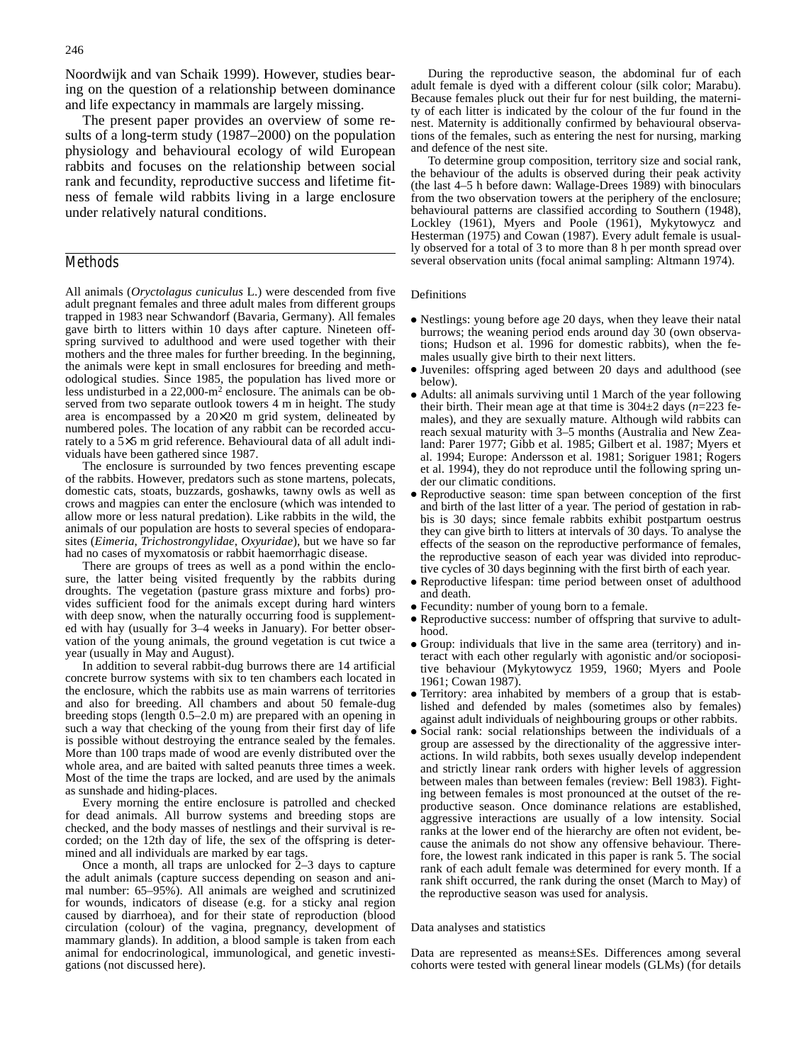Noordwijk and van Schaik 1999). However, studies bearing on the question of a relationship between dominance and life expectancy in mammals are largely missing.

The present paper provides an overview of some results of a long-term study (1987–2000) on the population physiology and behavioural ecology of wild European rabbits and focuses on the relationship between social rank and fecundity, reproductive success and lifetime fitness of female wild rabbits living in a large enclosure under relatively natural conditions.

## Methods

All animals (*Oryctolagus cuniculus* L.) were descended from five adult pregnant females and three adult males from different groups trapped in 1983 near Schwandorf (Bavaria, Germany). All females gave birth to litters within 10 days after capture. Nineteen offspring survived to adulthood and were used together with their mothers and the three males for further breeding. In the beginning, the animals were kept in small enclosures for breeding and methodological studies. Since 1985, the population has lived more or less undisturbed in a 22,000-m² enclosure. The animals can be observed from two separate outlook towers 4 m in height. The study area is encompassed by a 20×20 m grid system, delineated by numbered poles. The location of any rabbit can be recorded accurately to a 5×5 m grid reference. Behavioural data of all adult individuals have been gathered since 1987.

The enclosure is surrounded by two fences preventing escape of the rabbits. However, predators such as stone martens, polecats, domestic cats, stoats, buzzards, goshawks, tawny owls as well as crows and magpies can enter the enclosure (which was intended to allow more or less natural predation). Like rabbits in the wild, the animals of our population are hosts to several species of endoparasites (*Eimeria*, *Trichostrongylidae*, *Oxyuridae*), but we have so far had no cases of myxomatosis or rabbit haemorrhagic disease.

There are groups of trees as well as a pond within the enclosure, the latter being visited frequently by the rabbits during droughts. The vegetation (pasture grass mixture and forbs) provides sufficient food for the animals except during hard winters with deep snow, when the naturally occurring food is supplemented with hay (usually for 3–4 weeks in January). For better observation of the young animals, the ground vegetation is cut twice a year (usually in May and August).

In addition to several rabbit-dug burrows there are 14 artificial concrete burrow systems with six to ten chambers each located in the enclosure, which the rabbits use as main warrens of territories and also for breeding. All chambers and about 50 female-dug breeding stops (length 0.5–2.0 m) are prepared with an opening in such a way that checking of the young from their first day of life is possible without destroying the entrance sealed by the females. More than 100 traps made of wood are evenly distributed over the whole area, and are baited with salted peanuts three times a week. Most of the time the traps are locked, and are used by the animals as sunshade and hiding-places.

Every morning the entire enclosure is patrolled and checked for dead animals. All burrow systems and breeding stops are checked, and the body masses of nestlings and their survival is recorded; on the 12th day of life, the sex of the offspring is determined and all individuals are marked by ear tags.

Once a month, all traps are unlocked for 2–3 days to capture the adult animals (capture success depending on season and animal number: 65–95%). All animals are weighed and scrutinized for wounds, indicators of disease (e.g. for a sticky anal region caused by diarrhoea), and for their state of reproduction (blood circulation (colour) of the vagina, pregnancy, development of mammary glands). In addition, a blood sample is taken from each animal for endocrinological, immunological, and genetic investigations (not discussed here).

During the reproductive season, the abdominal fur of each adult female is dyed with a different colour (silk color; Marabu). Because females pluck out their fur for nest building, the maternity of each litter is indicated by the colour of the fur found in the nest. Maternity is additionally confirmed by behavioural observations of the females, such as entering the nest for nursing, marking and defence of the nest site.

To determine group composition, territory size and social rank, the behaviour of the adults is observed during their peak activity (the last 4–5 h before dawn: Wallage-Drees 1989) with binoculars from the two observation towers at the periphery of the enclosure; behavioural patterns are classified according to Southern (1948), Lockley (1961), Myers and Poole (1961), Mykytowycz and Hesterman (1975) and Cowan (1987). Every adult female is usually observed for a total of 3 to more than 8 h per month spread over several observation units (focal animal sampling: Altmann 1974).

### Definitions

- Nestlings: young before age 20 days, when they leave their natal burrows; the weaning period ends around day 30 (own observations; Hudson et al. 1996 for domestic rabbits), when the females usually give birth to their next litters.
- Juveniles: offspring aged between 20 days and adulthood (see below).
- Adults: all animals surviving until 1 March of the year following their birth. Their mean age at that time is 304±2 days ($n$=223 females), and they are sexually mature. Although wild rabbits can reach sexual maturity with 3–5 months (Australia and New Zealand: Parer 1977; Gibb et al. 1985; Gilbert et al. 1987; Myers et al. 1994; Europe: Andersson et al. 1981; Soriguer 1981; Rogers et al. 1994), they do not reproduce until the following spring under our climatic conditions.
- Reproductive season: time span between conception of the first and birth of the last litter of a year. The period of gestation in rabbis is 30 days; since female rabbits exhibit postpartum oestrus they can give birth to litters at intervals of 30 days. To analyse the effects of the season on the reproductive performance of females, the reproductive season of each year was divided into reproductive cycles of 30 days beginning with the first birth of each year.
- Reproductive lifespan: time period between onset of adulthood and death.
- Fecundity: number of young born to a female.
- Reproductive success: number of offspring that survive to adulthood.
- Group: individuals that live in the same area (territory) and interact with each other regularly with agonistic and/or sociopositive behaviour (Mykytowycz 1959, 1960; Myers and Poole 1961; Cowan 1987).
- Territory: area inhabited by members of a group that is established and defended by males (sometimes also by females) against adult individuals of neighbouring groups or other rabbits.
- Social rank: social relationships between the individuals of a group are assessed by the directionality of the aggressive interactions. In wild rabbits, both sexes usually develop independent and strictly linear rank orders with higher levels of aggression between males than between females (review: Bell 1983). Fighting between females is most pronounced at the outset of the reproductive season. Once dominance relations are established, aggressive interactions are usually of a low intensity. Social ranks at the lower end of the hierarchy are often not evident, because the animals do not show any offensive behaviour. Therefore, the lowest rank indicated in this paper is rank 5. The social rank of each adult female was determined for every month. If a rank shift occurred, the rank during the onset (March to May) of the reproductive season was used for analysis.

### Data analyses and statistics

Data are represented as means±SEs. Differences among several cohorts were tested with general linear models (GLMs) (for details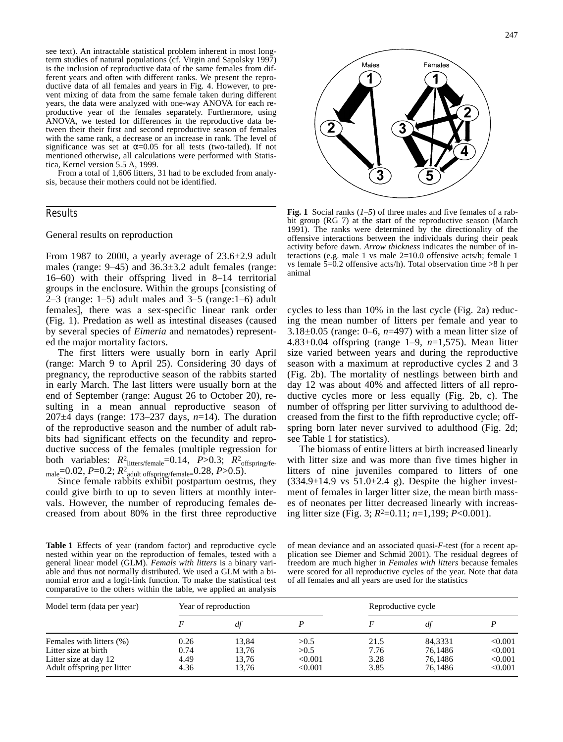see text). An intractable statistical problem inherent in most long-term studies of natural populations (cf. Virgin and Sapolsky 1997) is the inclusion of reproductive data of the same females from different years and often with different ranks. We present the reproductive data of all females and years in Fig. 4. However, to prevent mixing of data from the same female taken during different years, the data were analyzed with one-way ANOVA for each reproductive year of the females separately. Furthermore, using ANOVA, we tested for differences in the reproductive data between their their first and second reproductive season of females with the same rank, a decrease or an increase in rank. The level of significance was set at α=0.05 for all tests (two-tailed). If not mentioned otherwise, all calculations were performed with Statistica, Kernel version 5.5 A, 1999.

From a total of 1,606 litters, 31 had to be excluded from analysis, because their mothers could not be identified.

## Results

### General results on reproduction

From 1987 to 2000, a yearly average of 23.6±2.9 adult males (range: 9–45) and 36.3±3.2 adult females (range: 16–60) with their offspring lived in 8–14 territorial groups in the enclosure. Within the groups [consisting of 2–3 (range: 1–5) adult males and 3–5 (range:1–6) adult females], there was a sex-specific linear rank order (Fig. 1). Predation as well as intestinal diseases (caused by several species of *Eimeria* and nematodes) represented the major mortality factors.

The first litters were usually born in early April (range: March 9 to April 25). Considering 30 days of pregnancy, the reproductive season of the rabbits started in early March. The last litters were usually born at the end of September (range: August 26 to October 20), resulting in a mean annual reproductive season of 207±4 days (range: 173–237 days, *n*=14). The duration of the reproductive season and the number of adult rabbits had significant effects on the fecundity and reproductive success of the females (multiple regression for both variables: $R^2_{\text{litters/female}}$=0.14, *P*>0.3; $R^2_{\text{offspring/female}}$=0.02, *P*=0.2; $R^2_{\text{adult offspring/female}}$=0.28, *P*>0.5).

Since female rabbits exhibit postpartum oestrus, they could give birth to up to seven litters at monthly intervals. However, the number of reproducing females decreased from about 80% in the first three reproductive cycles to less than 10% in the last cycle (Fig. 2a) reducing the mean number of litters per female and year to 3.18±0.05 (range: 0–6, *n*=497) with a mean litter size of 4.83±0.04 offspring (range 1–9, *n*=1,575). Mean litter size varied between years and during the reproductive season with a maximum at reproductive cycles 2 and 3 (Fig. 2b). The mortality of nestlings between birth and day 12 was about 40% and affected litters of all reproductive cycles more or less equally (Fig. 2b, c). The number of offspring per litter surviving to adulthood decreased from the first to the fifth reproductive cycle; offspring born later never survived to adulthood (Fig. 2d; see Table 1 for statistics).

The biomass of entire litters at birth increased linearly with litter size and was more than five times higher in litters of nine juveniles compared to litters of one (334.9±14.9 vs 51.0±2.4 g). Despite the higher investment of females in larger litter size, the mean birth masses of neonates per litter decreased linearly with increasing litter size (Fig. 3; $R^2$=0.11; *n*=1,199; *P*<0.001).

**Fig. 1** Social ranks (*1–5*) of three males and five females of a rabbit group (RG 7) at the start of the reproductive season (March 1991). The ranks were determined by the directionality of the offensive interactions between the individuals during their peak activity before dawn. *Arrow thickness* indicates the number of interactions (e.g. male 1 vs male 2=10.0 offensive acts/h; female 1 vs female 5=0.2 offensive acts/h). Total observation time >8 h per animal

**Table 1** Effects of year (random factor) and reproductive cycle nested within year on the reproduction of females, tested with a general linear model (GLM). *Femals with litters* is a binary variable and thus not normally distributed. We used a GLM with a binomial error and a logit-link function. To make the statistical test comparative to the others within the table, we applied an analysis of mean deviance and an associated quasi-*F*-test (for a recent application see Diemer and Schmid 2001). The residual degrees of freedom are much higher in *Females with litters* because females were scored for all reproductive cycles of the year. Note that data of all females and all years are used for the statistics

| Model term (data per year) | Year of reproduction | | | Reproductive cycle | | |
|---|---|---|---|---|---|---|
| | *F* | *df* | *P* | *F* | *df* | *P* |
| Females with litters (%) | 0.26 | 13,84 | >0.5 | 21.5 | 84,3331 | <0.001 |
| Litter size at birth | 0.74 | 13,76 | >0.5 | 7.76 | 76,1486 | <0.001 |
| Litter size at day 12 | 4.49 | 13,76 | <0.001 | 3.28 | 76,1486 | <0.001 |
| Adult offspring per litter | 4.36 | 13,76 | <0.001 | 3.85 | 76,1486 | <0.001 |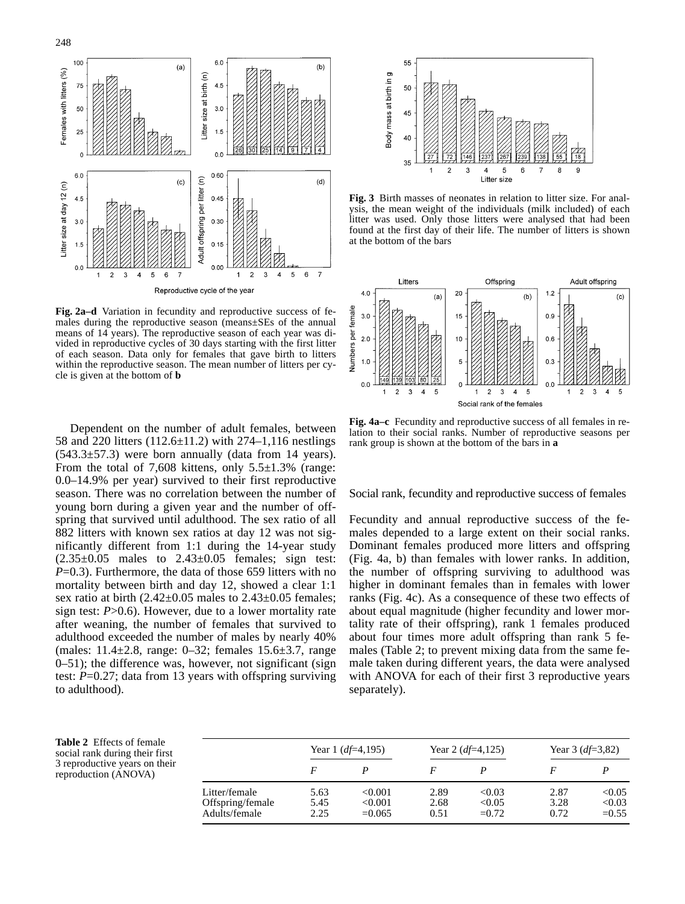Fig. 2a–d Variation in fecundity and reproductive success of females during the reproductive season (means±SEs of the annual means of 14 years). The reproductive season of each year was divided in reproductive cycles of 30 days starting with the first litter of each season. Data only for females that gave birth to litters within the reproductive season. The mean number of litters per cycle is given at the bottom of **b**

Fig. 3 Birth masses of neonates in relation to litter size. For analysis, the mean weight of the individuals (milk included) of each litter was used. Only those litters were analysed that had been found at the first day of their life. The number of litters is shown at the bottom of the bars

Fig. 4a–c Fecundity and reproductive success of all females in relation to their social ranks. Number of reproductive seasons per rank group is shown at the bottom of the bars in **a**

Dependent on the number of adult females, between 58 and 220 litters (112.6±11.2) with 274–1,116 nestlings (543.3±57.3) were born annually (data from 14 years). From the total of 7,608 kittens, only 5.5±1.3% (range: 0.0–14.9% per year) survived to their first reproductive season. There was no correlation between the number of young born during a given year and the number of offspring that survived until adulthood. The sex ratio of all 882 litters with known sex ratios at day 12 was not significantly different from 1:1 during the 14-year study (2.35±0.05 males to 2.43±0.05 females; sign test: $P$=0.3). Furthermore, the data of those 659 litters with no mortality between birth and day 12, showed a clear 1:1 sex ratio at birth (2.42±0.05 males to 2.43±0.05 females; sign test: $P$>0.6). However, due to a lower mortality rate after weaning, the number of females that survived to adulthood exceeded the number of males by nearly 40% (males: 11.4±2.8, range: 0–32; females 15.6±3.7, range 0–51); the difference was, however, not significant (sign test: $P$=0.27; data from 13 years with offspring surviving to adulthood).

## Social rank, fecundity and reproductive success of females

Fecundity and annual reproductive success of the females depended to a large extent on their social ranks. Dominant females produced more litters and offspring (Fig. 4a, b) than females with lower ranks. In addition, the number of offspring surviving to adulthood was higher in dominant females than in females with lower ranks (Fig. 4c). As a consequence of these two effects of about equal magnitude (higher fecundity and lower mortality rate of their offspring), rank 1 females produced about four times more adult offspring than rank 5 females (Table 2; to prevent mixing data from the same female taken during different years, the data were analysed with ANOVA for each of their first 3 reproductive years separately).

**Table 2** Effects of female social rank during their first 3 reproductive years on their reproduction (ANOVA)

| | Year 1 ($df$=4,195) | | Year 2 ($df$=4,125) | | Year 3 ($df$=3,82) | |
|---|---|---|---|---|---|---|
| | $F$ | $P$ | $F$ | $P$ | $F$ | $P$ |
| Litter/female | 5.63 | <0.001 | 2.89 | <0.03 | 2.87 | <0.05 |
| Offspring/female | 5.45 | <0.001 | 2.68 | <0.05 | 3.28 | <0.03 |
| Adults/female | 2.25 | =0.065 | 0.51 | =0.72 | 0.72 | =0.55 |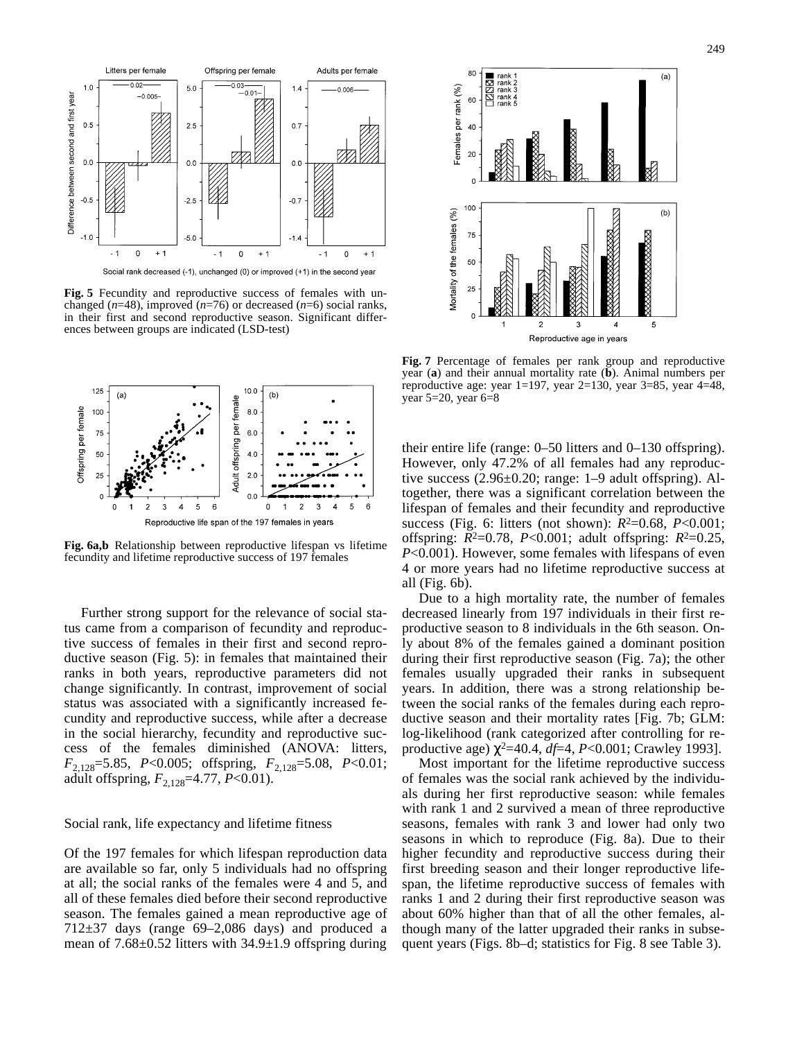Fig. 5 Fecundity and reproductive success of females with unchanged ($n$=48), improved ($n$=76) or decreased ($n$=6) social ranks, in their first and second reproductive season. Significant differences between groups are indicated (LSD-test)

Fig. 6a,b Relationship between reproductive lifespan vs lifetime fecundity and lifetime reproductive success of 197 females

Further strong support for the relevance of social status came from a comparison of fecundity and reproductive success of females in their first and second reproductive season (Fig. 5): in females that maintained their ranks in both years, reproductive parameters did not change significantly. In contrast, improvement of social status was associated with a significantly increased fecundity and reproductive success, while after a decrease in the social hierarchy, fecundity and reproductive success of the females diminished (ANOVA: litters, $F_{2,128}$=5.85, $P$<0.005; offspring, $F_{2,128}$=5.08, $P$<0.01; adult offspring, $F_{2,128}$=4.77, $P$<0.01).

## Social rank, life expectancy and lifetime fitness

Of the 197 females for which lifespan reproduction data are available so far, only 5 individuals had no offspring at all; the social ranks of the females were 4 and 5, and all of these females died before their second reproductive season. The females gained a mean reproductive age of 712±37 days (range 69–2,086 days) and produced a mean of 7.68±0.52 litters with 34.9±1.9 offspring during their entire life (range: 0–50 litters and 0–130 offspring). However, only 47.2% of all females had any reproductive success (2.96±0.20; range: 1–9 adult offspring). Altogether, there was a significant correlation between the lifespan of females and their fecundity and reproductive success (Fig. 6: litters (not shown): $R^2$=0.68, $P$<0.001; offspring: $R^2$=0.78, $P$<0.001; adult offspring: $R^2$=0.25, $P$<0.001). However, some females with lifespans of even 4 or more years had no lifetime reproductive success at all (Fig. 6b).

Fig. 7 Percentage of females per rank group and reproductive year (**a**) and their annual mortality rate (**b**). Animal numbers per reproductive age: year 1=197, year 2=130, year 3=85, year 4=48, year 5=20, year 6=8

Due to a high mortality rate, the number of females decreased linearly from 197 individuals in their first reproductive season to 8 individuals in the 6th season. Only about 8% of the females gained a dominant position during their first reproductive season (Fig. 7a); the other females usually upgraded their ranks in subsequent years. In addition, there was a strong relationship between the social ranks of the females during each reproductive season and their mortality rates [Fig. 7b; GLM: log-likelihood (rank categorized after controlling for reproductive age) $\chi^2$=40.4, $df$=4, $P$<0.001; Crawley 1993].

Most important for the lifetime reproductive success of females was the social rank achieved by the individuals during her first reproductive season: while females with rank 1 and 2 survived a mean of three reproductive seasons, females with rank 3 and lower had only two seasons in which to reproduce (Fig. 8a). Due to their higher fecundity and reproductive success during their first breeding season and their longer reproductive lifespan, the lifetime reproductive success of females with ranks 1 and 2 during their first reproductive season was about 60% higher than that of all the other females, although many of the latter upgraded their ranks in subsequent years (Figs. 8b–d; statistics for Fig. 8 see Table 3).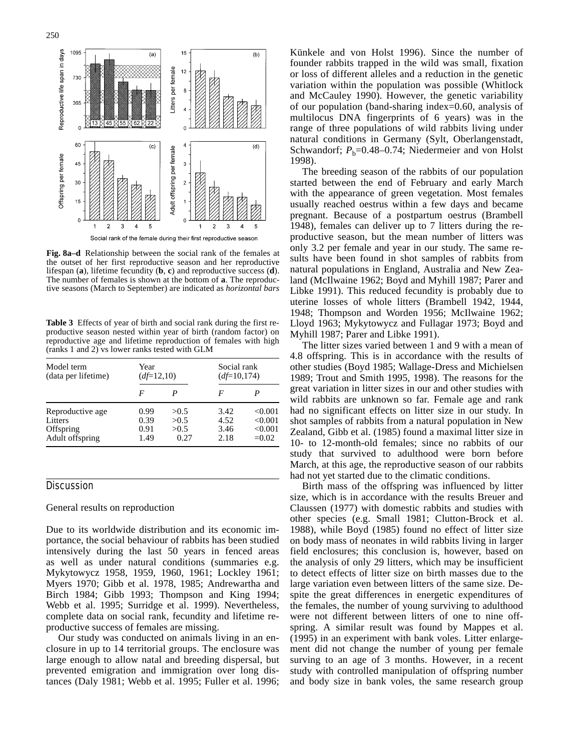Fig. 8a–d Relationship between the social rank of the females at the outset of her first reproductive season and her reproductive lifespan (**a**), lifetime fecundity (**b**, **c**) and reproductive success (**d**). The number of females is shown at the bottom of **a**. The reproductive seasons (March to September) are indicated as *horizontal bars*

**Table 3** Effects of year of birth and social rank during the first reproductive season nested within year of birth (random factor) on reproductive age and lifetime reproduction of females with high (ranks 1 and 2) vs lower ranks tested with GLM

| Model term (data per lifetime) | Year ($df$=12,10) | | Social rank ($df$=10,174) | |
|---|---|---|---|---|
| | $F$ | $P$ | $F$ | $P$ |
| Reproductive age | 0.99 | >0.5 | 3.42 | <0.001 |
| Litters | 0.39 | >0.5 | 4.52 | <0.001 |
| Offspring | 0.91 | >0.5 | 3.46 | <0.001 |
| Adult offspring | 1.49 | 0.27 | 2.18 | =0.02 |

## Discussion

### General results on reproduction

Due to its worldwide distribution and its economic importance, the social behaviour of rabbits has been studied intensively during the last 50 years in fenced areas as well as under natural conditions (summaries e.g. Mykytowycz 1958, 1959, 1960, 1961; Lockley 1961; Myers 1970; Gibb et al. 1978, 1985; Andrewartha and Birch 1984; Gibb 1993; Thompson and King 1994; Webb et al. 1995; Surridge et al. 1999). Nevertheless, complete data on social rank, fecundity and lifetime reproductive success of females are missing.

Our study was conducted on animals living in an enclosure in up to 14 territorial groups. The enclosure was large enough to allow natal and breeding dispersal, but prevented emigration and immigration over long distances (Daly 1981; Webb et al. 1995; Fuller et al. 1996; Künkele and von Holst 1996). Since the number of founder rabbits trapped in the wild was small, fixation or loss of different alleles and a reduction in the genetic variation within the population was possible (Whitlock and McCauley 1990). However, the genetic variability of our population (band-sharing index=0.60, analysis of multilocus DNA fingerprints of 6 years) was in the range of three populations of wild rabbits living under natural conditions in Germany (Sylt, Oberlangenstadt, Schwandorf; $P_b$=0.48–0.74; Niedermeier and von Holst 1998).

The breeding season of the rabbits of our population started between the end of February and early March with the appearance of green vegetation. Most females usually reached oestrus within a few days and became pregnant. Because of a postpartum oestrus (Brambell 1948), females can deliver up to 7 litters during the reproductive season, but the mean number of litters was only 3.2 per female and year in our study. The same results have been found in shot samples of rabbits from natural populations in England, Australia and New Zealand (McIlwaine 1962; Boyd and Myhill 1987; Parer and Libke 1991). This reduced fecundity is probably due to uterine losses of whole litters (Brambell 1942, 1944, 1948; Thompson and Worden 1956; McIlwaine 1962; Lloyd 1963; Mykytowycz and Fullagar 1973; Boyd and Myhill 1987; Parer and Libke 1991).

The litter sizes varied between 1 and 9 with a mean of 4.8 offspring. This is in accordance with the results of other studies (Boyd 1985; Wallage-Dress and Michielsen 1989; Trout and Smith 1995, 1998). The reasons for the great variation in litter sizes in our and other studies with wild rabbits are unknown so far. Female age and rank had no significant effects on litter size in our study. In shot samples of rabbits from a natural population in New Zealand, Gibb et al. (1985) found a maximal litter size in 10- to 12-month-old females; since no rabbits of our study that survived to adulthood were born before March, at this age, the reproductive season of our rabbits had not yet started due to the climatic conditions.

Birth mass of the offspring was influenced by litter size, which is in accordance with the results Breuer and Claussen (1977) with domestic rabbits and studies with other species (e.g. Small 1981; Clutton-Brock et al. 1988), while Boyd (1985) found no effect of litter size on body mass of neonates in wild rabbits living in larger field enclosures; this conclusion is, however, based on the analysis of only 29 litters, which may be insufficient to detect effects of litter size on birth masses due to the large variation even between litters of the same size. Despite the great differences in energetic expenditures of the females, the number of young surviving to adulthood were not different between litters of one to nine offspring. A similar result was found by Mappes et al. (1995) in an experiment with bank voles. Litter enlargement did not change the number of young per female surving to an age of 3 months. However, in a recent study with controlled manipulation of offspring number and body size in bank voles, the same research group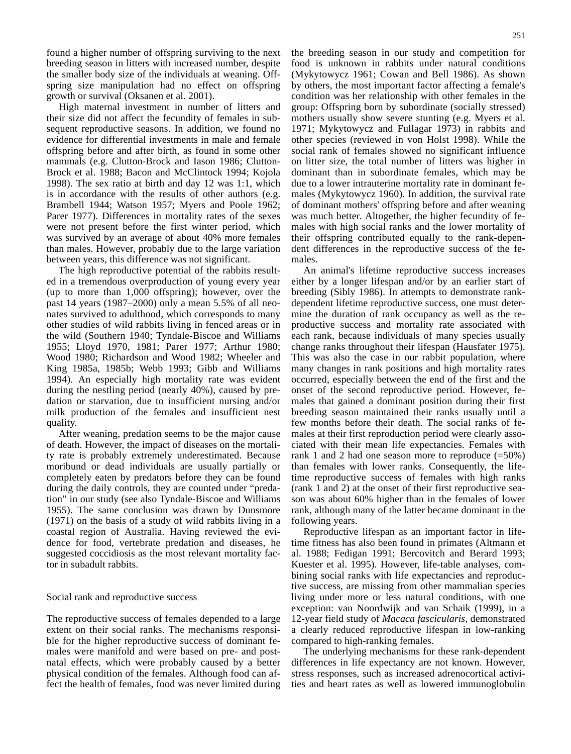found a higher number of offspring surviving to the next breeding season in litters with increased number, despite the smaller body size of the individuals at weaning. Offspring size manipulation had no effect on offspring growth or survival (Oksanen et al. 2001).

High maternal investment in number of litters and their size did not affect the fecundity of females in subsequent reproductive seasons. In addition, we found no evidence for differential investments in male and female offspring before and after birth, as found in some other mammals (e.g. Clutton-Brock and Iason 1986; Clutton-Brock et al. 1988; Bacon and McClintock 1994; Kojola 1998). The sex ratio at birth and day 12 was 1:1, which is in accordance with the results of other authors (e.g. Brambell 1944; Watson 1957; Myers and Poole 1962; Parer 1977). Differences in mortality rates of the sexes were not present before the first winter period, which was survived by an average of about 40% more females than males. However, probably due to the large variation between years, this difference was not significant.

The high reproductive potential of the rabbits resulted in a tremendous overproduction of young every year (up to more than 1,000 offspring); however, over the past 14 years (1987–2000) only a mean 5.5% of all neonates survived to adulthood, which corresponds to many other studies of wild rabbits living in fenced areas or in the wild (Southern 1940; Tyndale-Biscoe and Williams 1955; Lloyd 1970, 1981; Parer 1977; Arthur 1980; Wood 1980; Richardson and Wood 1982; Wheeler and King 1985a, 1985b; Webb 1993; Gibb and Williams 1994). An especially high mortality rate was evident during the nestling period (nearly 40%), caused by predation or starvation, due to insufficient nursing and/or milk production of the females and insufficient nest quality.

After weaning, predation seems to be the major cause of death. However, the impact of diseases on the mortality rate is probably extremely underestimated. Because moribund or dead individuals are usually partially or completely eaten by predators before they can be found during the daily controls, they are counted under "predation" in our study (see also Tyndale-Biscoe and Williams 1955). The same conclusion was drawn by Dunsmore (1971) on the basis of a study of wild rabbits living in a coastal region of Australia. Having reviewed the evidence for food, vertebrate predation and diseases, he suggested coccidiosis as the most relevant mortality factor in subadult rabbits.

## Social rank and reproductive success

The reproductive success of females depended to a large extent on their social ranks. The mechanisms responsible for the higher reproductive success of dominant females were manifold and were based on pre- and postnatal effects, which were probably caused by a better physical condition of the females. Although food can affect the health of females, food was never limited during the breeding season in our study and competition for food is unknown in rabbits under natural conditions (Mykytowycz 1961; Cowan and Bell 1986). As shown by others, the most important factor affecting a female's condition was her relationship with other females in the group: Offspring born by subordinate (socially stressed) mothers usually show severe stunting (e.g. Myers et al. 1971; Mykytowycz and Fullagar 1973) in rabbits and other species (reviewed in von Holst 1998). While the social rank of females showed no significant influence on litter size, the total number of litters was higher in dominant than in subordinate females, which may be due to a lower intrauterine mortality rate in dominant females (Mykytowycz 1960). In addition, the survival rate of dominant mothers' offspring before and after weaning was much better. Altogether, the higher fecundity of females with high social ranks and the lower mortality of their offspring contributed equally to the rank-dependent differences in the reproductive success of the females.

An animal's lifetime reproductive success increases either by a longer lifespan and/or by an earlier start of breeding (Sibly 1986). In attempts to demonstrate rank-dependent lifetime reproductive success, one must determine the duration of rank occupancy as well as the reproductive success and mortality rate associated with each rank, because individuals of many species usually change ranks throughout their lifespan (Hausfater 1975). This was also the case in our rabbit population, where many changes in rank positions and high mortality rates occurred, especially between the end of the first and the onset of the second reproductive period. However, females that gained a dominant position during their first breeding season maintained their ranks usually until a few months before their death. The social ranks of females at their first reproduction period were clearly associated with their mean life expectancies. Females with rank 1 and 2 had one season more to reproduce (=50%) than females with lower ranks. Consequently, the lifetime reproductive success of females with high ranks (rank 1 and 2) at the onset of their first reproductive season was about 60% higher than in the females of lower rank, although many of the latter became dominant in the following years.

Reproductive lifespan as an important factor in lifetime fitness has also been found in primates (Altmann et al. 1988; Fedigan 1991; Bercovitch and Berard 1993; Kuester et al. 1995). However, life-table analyses, combining social ranks with life expectancies and reproductive success, are missing from other mammalian species living under more or less natural conditions, with one exception: van Noordwijk and van Schaik (1999), in a 12-year field study of *Macaca fascicularis*, demonstrated a clearly reduced reproductive lifespan in low-ranking compared to high-ranking females.

The underlying mechanisms for these rank-dependent differences in life expectancy are not known. However, stress responses, such as increased adrenocortical activities and heart rates as well as lowered immunoglobulin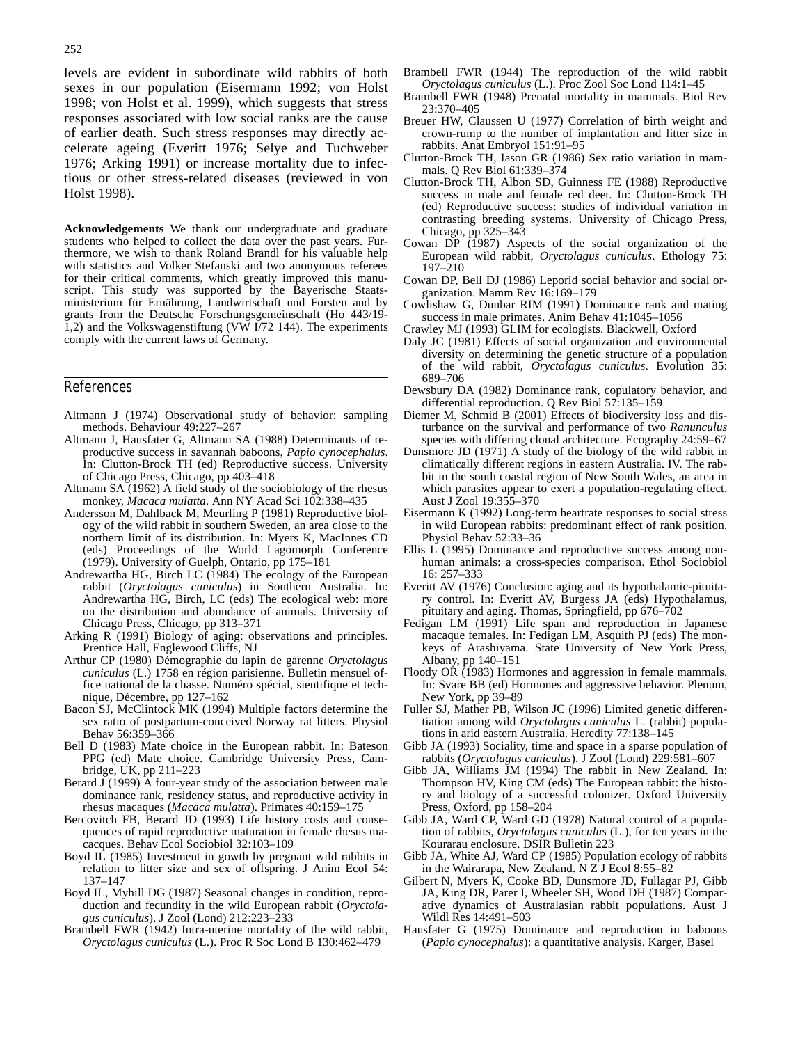levels are evident in subordinate wild rabbits of both sexes in our population (Eisermann 1992; von Holst 1998; von Holst et al. 1999), which suggests that stress responses associated with low social ranks are the cause of earlier death. Such stress responses may directly accelerate ageing (Everitt 1976; Selye and Tuchweber 1976; Arking 1991) or increase mortality due to infectious or other stress-related diseases (reviewed in von Holst 1998).

**Acknowledgements** We thank our undergraduate and graduate students who helped to collect the data over the past years. Furthermore, we wish to thank Roland Brandl for his valuable help with statistics and Volker Stefanski and two anonymous referees for their critical comments, which greatly improved this manuscript. This study was supported by the Bayerische Staatsministerium für Ernährung, Landwirtschaft und Forsten and by grants from the Deutsche Forschungsgemeinschaft (Ho 443/19-1,2) and the Volkswagenstiftung (VW I/72 144). The experiments comply with the current laws of Germany.

## References

- Altmann J (1974) Observational study of behavior: sampling methods. Behaviour 49:227–267
- Altmann J, Hausfater G, Altmann SA (1988) Determinants of reproductive success in savannah baboons, *Papio cynocephalus*. In: Clutton-Brock TH (ed) Reproductive success. University of Chicago Press, Chicago, pp 403–418
- Altmann SA (1962) A field study of the sociobiology of the rhesus monkey, *Macaca mulatta*. Ann NY Acad Sci 102:338–435
- Andersson M, Dahlback M, Meurling P (1981) Reproductive biology of the wild rabbit in southern Sweden, an area close to the northern limit of its distribution. In: Myers K, MacInnes CD (eds) Proceedings of the World Lagomorph Conference (1979). University of Guelph, Ontario, pp 175–181
- Andrewartha HG, Birch LC (1984) The ecology of the European rabbit (*Oryctolagus cuniculus*) in Southern Australia. In: Andrewartha HG, Birch, LC (eds) The ecological web: more on the distribution and abundance of animals. University of Chicago Press, Chicago, pp 313–371
- Arking R (1991) Biology of aging: observations and principles. Prentice Hall, Englewood Cliffs, NJ
- Arthur CP (1980) Démographie du lapin de garenne *Oryctolagus cuniculus* (L.) 1758 en région parisienne. Bulletin mensuel office national de la chasse. Numéro spécial, sientifique et technique, Décembre, pp 127–162
- Bacon SJ, McClintock MK (1994) Multiple factors determine the sex ratio of postpartum-conceived Norway rat litters. Physiol Behav 56:359–366
- Bell D (1983) Mate choice in the European rabbit. In: Bateson PPG (ed) Mate choice. Cambridge University Press, Cambridge, UK, pp 211–223
- Berard J (1999) A four-year study of the association between male dominance rank, residency status, and reproductive activity in rhesus macaques (*Macaca mulatta*). Primates 40:159–175
- Bercovitch FB, Berard JD (1993) Life history costs and consequences of rapid reproductive maturation in female rhesus macacques. Behav Ecol Sociobiol 32:103–109
- Boyd IL (1985) Investment in gowth by pregnant wild rabbits in relation to litter size and sex of offspring. J Anim Ecol 54: 137–147
- Boyd IL, Myhill DG (1987) Seasonal changes in condition, reproduction and fecundity in the wild European rabbit (*Oryctolagus cuniculus*). J Zool (Lond) 212:223–233
- Brambell FWR (1942) Intra-uterine mortality of the wild rabbit, *Oryctolagus cuniculus* (L.). Proc R Soc Lond B 130:462–479
- Brambell FWR (1944) The reproduction of the wild rabbit *Oryctolagus cuniculus* (L.). Proc Zool Soc Lond 114:1–45
- Brambell FWR (1948) Prenatal mortality in mammals. Biol Rev 23:370–405
- Breuer HW, Claussen U (1977) Correlation of birth weight and crown-rump to the number of implantation and litter size in rabbits. Anat Embryol 151:91–95
- Clutton-Brock TH, Iason GR (1986) Sex ratio variation in mammals. Q Rev Biol 61:339–374
- Clutton-Brock TH, Albon SD, Guinness FE (1988) Reproductive success in male and female red deer. In: Clutton-Brock TH (ed) Reproductive success: studies of individual variation in contrasting breeding systems. University of Chicago Press, Chicago, pp 325–343
- Cowan DP (1987) Aspects of the social organization of the European wild rabbit, *Oryctolagus cuniculus*. Ethology 75: 197–210
- Cowan DP, Bell DJ (1986) Leporid social behavior and social organization. Mamm Rev 16:169–179
- Cowlishaw G, Dunbar RIM (1991) Dominance rank and mating success in male primates. Anim Behav 41:1045–1056
- Crawley MJ (1993) GLIM for ecologists. Blackwell, Oxford
- Daly JC (1981) Effects of social organization and environmental diversity on determining the genetic structure of a population of the wild rabbit, *Oryctolagus cuniculus*. Evolution 35: 689–706
- Dewsbury DA (1982) Dominance rank, copulatory behavior, and differential reproduction. Q Rev Biol 57:135–159
- Diemer M, Schmid B (2001) Effects of biodiversity loss and disturbance on the survival and performance of two *Ranunculus* species with differing clonal architecture. Ecography 24:59–67
- Dunsmore JD (1971) A study of the biology of the wild rabbit in climatically different regions in eastern Australia. IV. The rabbit in the south coastal region of New South Wales, an area in which parasites appear to exert a population-regulating effect. Aust J Zool 19:355–370
- Eisermann K (1992) Long-term heartrate responses to social stress in wild European rabbits: predominant effect of rank position. Physiol Behav 52:33–36
- Ellis L (1995) Dominance and reproductive success among nonhuman animals: a cross-species comparison. Ethol Sociobiol 16: 257–333
- Everitt AV (1976) Conclusion: aging and its hypothalamic-pituitary control. In: Everitt AV, Burgess JA (eds) Hypothalamus, pituitary and aging. Thomas, Springfield, pp 676–702
- Fedigan LM (1991) Life span and reproduction in Japanese macaque females. In: Fedigan LM, Asquith PJ (eds) The monkeys of Arashiyama. State University of New York Press, Albany, pp 140–151
- Floody OR (1983) Hormones and aggression in female mammals. In: Svare BB (ed) Hormones and aggressive behavior. Plenum, New York, pp 39–89
- Fuller SJ, Mather PB, Wilson JC (1996) Limited genetic differentiation among wild *Oryctolagus cuniculus* L. (rabbit) populations in arid eastern Australia. Heredity 77:138–145
- Gibb JA (1993) Sociality, time and space in a sparse population of rabbits (*Oryctolagus cuniculus*). J Zool (Lond) 229:581–607
- Gibb JA, Williams JM (1994) The rabbit in New Zealand. In: Thompson HV, King CM (eds) The European rabbit: the history and biology of a successful colonizer. Oxford University Press, Oxford, pp 158–204
- Gibb JA, Ward CP, Ward GD (1978) Natural control of a population of rabbits, *Oryctolagus cuniculus* (L.), for ten years in the Kourarau enclosure. DSIR Bulletin 223
- Gibb JA, White AJ, Ward CP (1985) Population ecology of rabbits in the Wairarapa, New Zealand. N Z J Ecol 8:55–82
- Gilbert N, Myers K, Cooke BD, Dunsmore JD, Fullagar PJ, Gibb JA, King DR, Parer I, Wheeler SH, Wood DH (1987) Comparative dynamics of Australasian rabbit populations. Aust J Wildl Res 14:491–503
- Hausfater G (1975) Dominance and reproduction in baboons (*Papio cynocephalus*): a quantitative analysis. Karger, Basel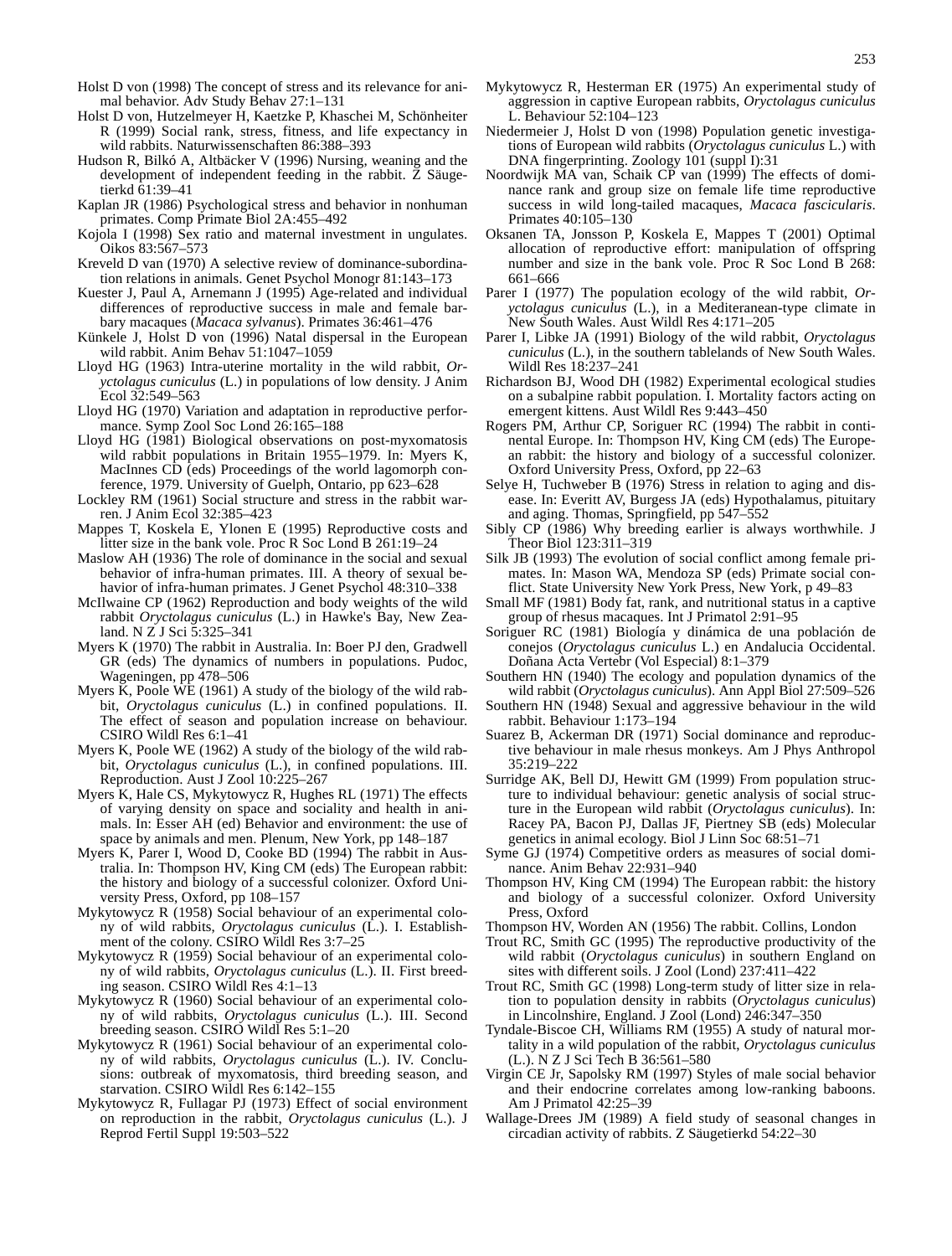Holst D von (1998) The concept of stress and its relevance for animal behavior. Adv Study Behav 27:1–131

Holst D von, Hutzelmeyer H, Kaetzke P, Khaschei M, Schönheiter R (1999) Social rank, stress, fitness, and life expectancy in wild rabbits. Naturwissenschaften 86:388–393

Hudson R, Bilkó A, Altbäcker V (1996) Nursing, weaning and the development of independent feeding in the rabbit. Z Säugetierkd 61:39–41

Kaplan JR (1986) Psychological stress and behavior in nonhuman primates. Comp Primate Biol 2A:455–492

Kojola I (1998) Sex ratio and maternal investment in ungulates. Oikos 83:567–573

Kreveld D van (1970) A selective review of dominance-subordination relations in animals. Genet Psychol Monogr 81:143–173

Kuester J, Paul A, Arnemann J (1995) Age-related and individual differences of reproductive success in male and female barbary macaques (*Macaca sylvanus*). Primates 36:461–476

Künkele J, Holst D von (1996) Natal dispersal in the European wild rabbit. Anim Behav 51:1047–1059

Lloyd HG (1963) Intra-uterine mortality in the wild rabbit, *Oryctolagus cuniculus* (L.) in populations of low density. J Anim Ecol 32:549–563

Lloyd HG (1970) Variation and adaptation in reproductive performance. Symp Zool Soc Lond 26:165–188

Lloyd HG (1981) Biological observations on post-myxomatosis wild rabbit populations in Britain 1955–1979. In: Myers K, MacInnes CD (eds) Proceedings of the world lagomorph conference, 1979. University of Guelph, Ontario, pp 623–628

Lockley RM (1961) Social structure and stress in the rabbit warren. J Anim Ecol 32:385–423

Mappes T, Koskela E, Ylonen E (1995) Reproductive costs and litter size in the bank vole. Proc R Soc Lond B 261:19–24

Maslow AH (1936) The role of dominance in the social and sexual behavior of infra-human primates. III. A theory of sexual behavior of infra-human primates. J Genet Psychol 48:310–338

McIlwaine CP (1962) Reproduction and body weights of the wild rabbit *Oryctolagus cuniculus* (L.) in Hawke's Bay, New Zealand. N Z J Sci 5:325–341

Myers K (1970) The rabbit in Australia. In: Boer PJ den, Gradwell GR (eds) The dynamics of numbers in populations. Pudoc, Wageningen, pp 478–506

Myers K, Poole WE (1961) A study of the biology of the wild rabbit, *Oryctolagus cuniculus* (L.) in confined populations. II. The effect of season and population increase on behaviour. CSIRO Wildl Res 6:1–41

Myers K, Poole WE (1962) A study of the biology of the wild rabbit, *Oryctolagus cuniculus* (L.), in confined populations. III. Reproduction. Aust J Zool 10:225–267

Myers K, Hale CS, Mykytowycz R, Hughes RL (1971) The effects of varying density on space and sociality and health in animals. In: Esser AH (ed) Behavior and environment: the use of space by animals and men. Plenum, New York, pp 148–187

Myers K, Parer I, Wood D, Cooke BD (1994) The rabbit in Australia. In: Thompson HV, King CM (eds) The European rabbit: the history and biology of a successful colonizer. Oxford University Press, Oxford, pp 108–157

Mykytowycz R (1958) Social behaviour of an experimental colony of wild rabbits, *Oryctolagus cuniculus* (L.). I. Establishment of the colony. CSIRO Wildl Res 3:7–25

Mykytowycz R (1959) Social behaviour of an experimental colony of wild rabbits, *Oryctolagus cuniculus* (L.). II. First breeding season. CSIRO Wildl Res 4:1–13

Mykytowycz R (1960) Social behaviour of an experimental colony of wild rabbits, *Oryctolagus cuniculus* (L.). III. Second breeding season. CSIRO Wildl Res 5:1–20

Mykytowycz R (1961) Social behaviour of an experimental colony of wild rabbits, *Oryctolagus cuniculus* (L.). IV. Conclusions: outbreak of myxomatosis, third breeding season, and starvation. CSIRO Wildl Res 6:142–155

Mykytowycz R, Fullagar PJ (1973) Effect of social environment on reproduction in the rabbit, *Oryctolagus cuniculus* (L.). J Reprod Fertil Suppl 19:503–522

Mykytowycz R, Hesterman ER (1975) An experimental study of aggression in captive European rabbits, *Oryctolagus cuniculus* L. Behaviour 52:104–123

Niedermeier J, Holst D von (1998) Population genetic investigations of European wild rabbits (*Oryctolagus cuniculus* L.) with DNA fingerprinting. Zoology 101 (suppl I):31

Noordwijk MA van, Schaik CP van (1999) The effects of dominance rank and group size on female life time reproductive success in wild long-tailed macaques, *Macaca fascicularis*. Primates 40:105–130

Oksanen TA, Jonsson P, Koskela E, Mappes T (2001) Optimal allocation of reproductive effort: manipulation of offspring number and size in the bank vole. Proc R Soc Lond B 268: 661–666

Parer I (1977) The population ecology of the wild rabbit, *Oryctolagus cuniculus* (L.), in a Mediteranean-type climate in New South Wales. Aust Wildl Res 4:171–205

Parer I, Libke JA (1991) Biology of the wild rabbit, *Oryctolagus cuniculus* (L.), in the southern tablelands of New South Wales. Wildl Res 18:237–241

Richardson BJ, Wood DH (1982) Experimental ecological studies on a subalpine rabbit population. I. Mortality factors acting on emergent kittens. Aust Wildl Res 9:443–450

Rogers PM, Arthur CP, Soriguer RC (1994) The rabbit in continental Europe. In: Thompson HV, King CM (eds) The European rabbit: the history and biology of a successful colonizer. Oxford University Press, Oxford, pp 22–63

Selye H, Tuchweber B (1976) Stress in relation to aging and disease. In: Everitt AV, Burgess JA (eds) Hypothalamus, pituitary and aging. Thomas, Springfield, pp 547–552

Sibly CP (1986) Why breeding earlier is always worthwhile. J Theor Biol 123:311–319

Silk JB (1993) The evolution of social conflict among female primates. In: Mason WA, Mendoza SP (eds) Primate social conflict. State University New York Press, New York, p 49–83

Small MF (1981) Body fat, rank, and nutritional status in a captive group of rhesus macaques. Int J Primatol 2:91–95

Soriguer RC (1981) Biología y dinámica de una población de conejos (*Oryctolagus cuniculus* L.) en Andalucia Occidental. Doñana Acta Vertebr (Vol Especial) 8:1–379

Southern HN (1940) The ecology and population dynamics of the wild rabbit (*Oryctolagus cuniculus*). Ann Appl Biol 27:509–526

Southern HN (1948) Sexual and aggressive behaviour in the wild rabbit. Behaviour 1:173–194

Suarez B, Ackerman DR (1971) Social dominance and reproductive behaviour in male rhesus monkeys. Am J Phys Anthropol 35:219–222

Surridge AK, Bell DJ, Hewitt GM (1999) From population structure to individual behaviour: genetic analysis of social structure in the European wild rabbit (*Oryctolagus cuniculus*). In: Racey PA, Bacon PJ, Dallas JF, Piertney SB (eds) Molecular genetics in animal ecology. Biol J Linn Soc 68:51–71

Syme GJ (1974) Competitive orders as measures of social dominance. Anim Behav 22:931–940

Thompson HV, King CM (1994) The European rabbit: the history and biology of a successful colonizer. Oxford University Press, Oxford

Thompson HV, Worden AN (1956) The rabbit. Collins, London

Trout RC, Smith GC (1995) The reproductive productivity of the wild rabbit (*Oryctolagus cuniculus*) in southern England on sites with different soils. J Zool (Lond) 237:411–422

Trout RC, Smith GC (1998) Long-term study of litter size in relation to population density in rabbits (*Oryctolagus cuniculus*) in Lincolnshire, England. J Zool (Lond) 246:347–350

Tyndale-Biscoe CH, Williams RM (1955) A study of natural mortality in a wild population of the rabbit, *Oryctolagus cuniculus* (L.). N Z J Sci Tech B 36:561–580

Virgin CE Jr, Sapolsky RM (1997) Styles of male social behavior and their endocrine correlates among low-ranking baboons. Am J Primatol 42:25–39

Wallage-Drees JM (1989) A field study of seasonal changes in circadian activity of rabbits. Z Säugetierkd 54:22–30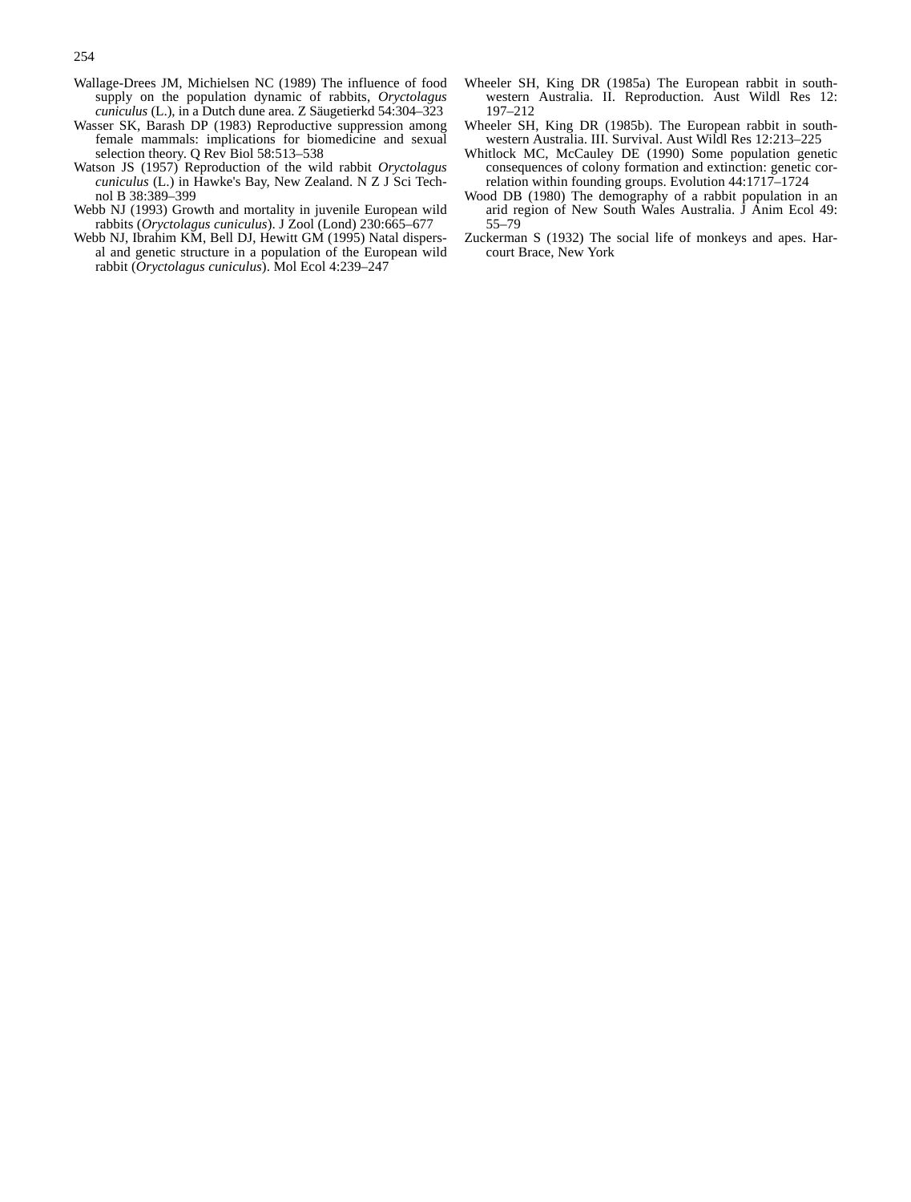Wallage-Drees JM, Michielsen NC (1989) The influence of food supply on the population dynamic of rabbits, *Oryctolagus cuniculus* (L.), in a Dutch dune area. Z Säugetierkd 54:304–323

Wasser SK, Barash DP (1983) Reproductive suppression among female mammals: implications for biomedicine and sexual selection theory. Q Rev Biol 58:513–538

Watson JS (1957) Reproduction of the wild rabbit *Oryctolagus cuniculus* (L.) in Hawke's Bay, New Zealand. N Z J Sci Technol B 38:389–399

Webb NJ (1993) Growth and mortality in juvenile European wild rabbits (*Oryctolagus cuniculus*). J Zool (Lond) 230:665–677

Webb NJ, Ibrahim KM, Bell DJ, Hewitt GM (1995) Natal dispersal and genetic structure in a population of the European wild rabbit (*Oryctolagus cuniculus*). Mol Ecol 4:239–247

Wheeler SH, King DR (1985a) The European rabbit in southwestern Australia. II. Reproduction. Aust Wildl Res 12: 197–212

Wheeler SH, King DR (1985b). The European rabbit in southwestern Australia. III. Survival. Aust Wildl Res 12:213–225

Whitlock MC, McCauley DE (1990) Some population genetic consequences of colony formation and extinction: genetic correlation within founding groups. Evolution 44:1717–1724

Wood DB (1980) The demography of a rabbit population in an arid region of New South Wales Australia. J Anim Ecol 49: 55–79

Zuckerman S (1932) The social life of monkeys and apes. Harcourt Brace, New York